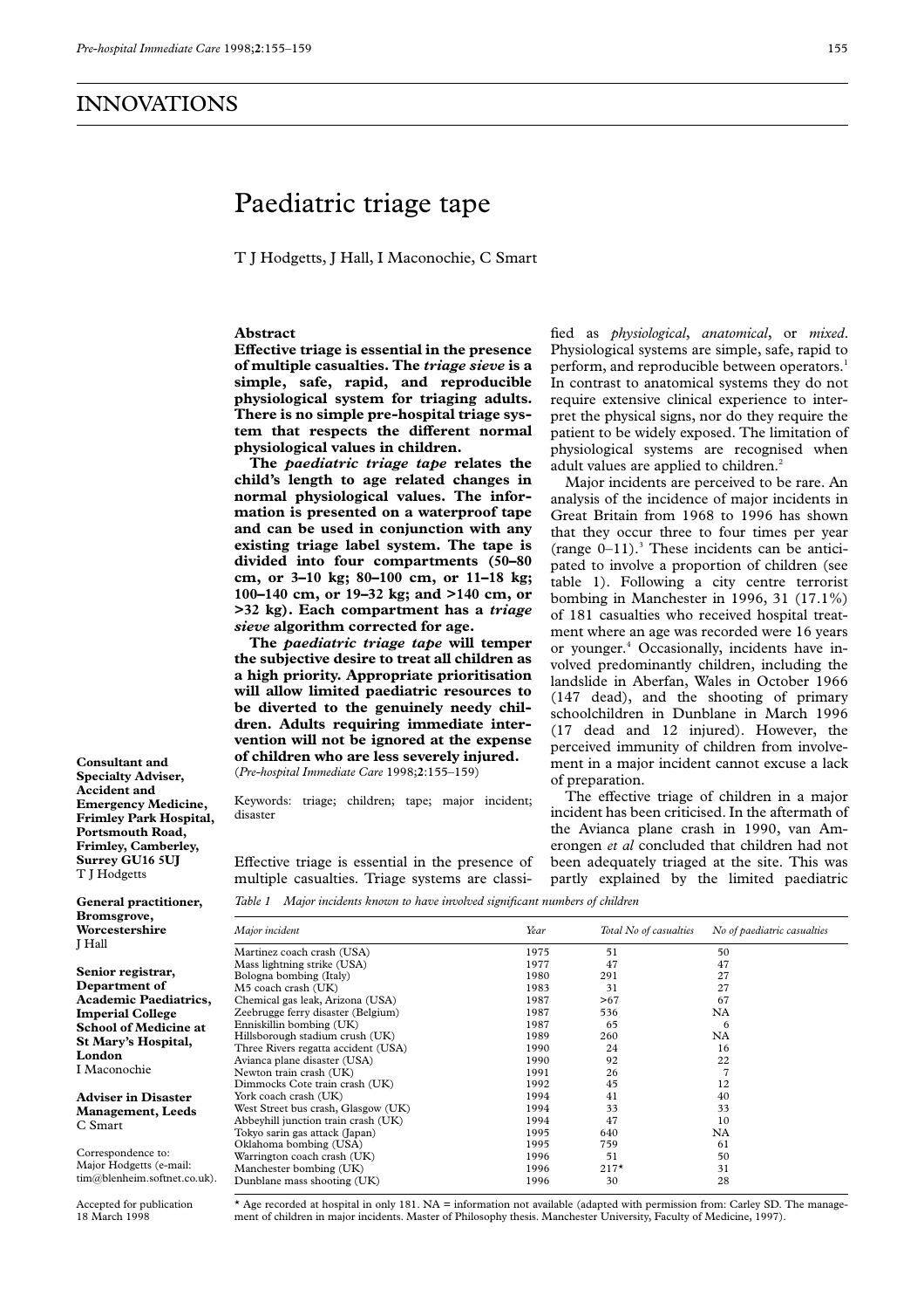## INNOVATIONS

# Paediatric triage tape

T J Hodgetts, J Hall, I Maconochie, C Smart

**Consultant and Specialty Adviser, Accident and Emergency Medicine, Frimley Park Hospital, Portsmouth Road, Frimley, Camberley, Surrey GU16 5UJ**
T J Hodgetts

**General practitioner, Bromsgrove, Worcestershire**
J Hall

**Senior registrar, Department of Academic Paediatrics, Imperial College School of Medicine at St Mary's Hospital, London**
I Maconochie

**Adviser in Disaster Management, Leeds**
C Smart

Correspondence to: Major Hodgetts (e-mail: tim@blenheim.softnet.co.uk).

Accepted for publication 18 March 1998

### Abstract

**Effective triage is essential in the presence of multiple casualties. The *triage sieve* is a simple, safe, rapid, and reproducible physiological system for triaging adults. There is no simple pre-hospital triage system that respects the different normal physiological values in children.**

**The *paediatric triage tape* relates the child's length to age related changes in normal physiological values. The information is presented on a waterproof tape and can be used in conjunction with any existing triage label system. The tape is divided into four compartments (50–80 cm, or 3–10 kg; 80–100 cm, or 11–18 kg; 100–140 cm, or 19–32 kg; and >140 cm, or >32 kg). Each compartment has a *triage sieve* algorithm corrected for age.**

**The *paediatric triage tape* will temper the subjective desire to treat all children as a high priority. Appropriate prioritisation will allow limited paediatric resources to be diverted to the genuinely needy children. Adults requiring immediate intervention will not be ignored at the expense of children who are less severely injured.**
(*Pre-hospital Immediate Care* 1998;**2**:155–159)

Keywords: triage; children; tape; major incident; disaster

Effective triage is essential in the presence of multiple casualties. Triage systems are classified as *physiological*, *anatomical*, or *mixed*. Physiological systems are simple, safe, rapid to perform, and reproducible between operators.[1] In contrast to anatomical systems they do not require extensive clinical experience to interpret the physical signs, nor do they require the patient to be widely exposed. The limitation of physiological systems are recognised when adult values are applied to children.[2]

Major incidents are perceived to be rare. An analysis of the incidence of major incidents in Great Britain from 1968 to 1996 has shown that they occur three to four times per year (range 0–11).[3] These incidents can be anticipated to involve a proportion of children (see table 1). Following a city centre terrorist bombing in Manchester in 1996, 31 (17.1%) of 181 casualties who received hospital treatment where an age was recorded were 16 years or younger.[4] Occasionally, incidents have involved predominantly children, including the landslide in Aberfan, Wales in October 1966 (147 dead), and the shooting of primary schoolchildren in Dunblane in March 1996 (17 dead and 12 injured). However, the perceived immunity of children from involvement in a major incident cannot excuse a lack of preparation.

The effective triage of children in a major incident has been criticised. In the aftermath of the Avianca plane crash in 1990, van Amerongen *et al* concluded that children had not been adequately triaged at the site. This was partly explained by the limited paediatric

*Table 1 Major incidents known to have involved significant numbers of children*

| Major incident | Year | Total No of casualties | No of paediatric casualties |
|---|---|---|---|
| Martinez coach crash (USA) | 1975 | 51 | 50 |
| Mass lightning strike (USA) | 1977 | 47 | 47 |
| Bologna bombing (Italy) | 1980 | 291 | 27 |
| M5 coach crash (UK) | 1983 | 31 | 27 |
| Chemical gas leak, Arizona (USA) | 1987 | >67 | 67 |
| Zeebrugge ferry disaster (Belgium) | 1987 | 536 | NA |
| Enniskillin bombing (UK) | 1987 | 65 | 6 |
| Hillsborough stadium crush (UK) | 1989 | 260 | NA |
| Three Rivers regatta accident (USA) | 1990 | 24 | 16 |
| Avianca plane disaster (USA) | 1990 | 92 | 22 |
| Newton train crash (UK) | 1991 | 26 | 7 |
| Dimmocks Cote train crash (UK) | 1992 | 45 | 12 |
| York coach crash (UK) | 1994 | 41 | 40 |
| West Street bus crash, Glasgow (UK) | 1994 | 33 | 33 |
| Abbeyhill junction train crash (UK) | 1994 | 47 | 10 |
| Tokyo sarin gas attack (Japan) | 1995 | 640 | NA |
| Oklahoma bombing (USA) | 1995 | 759 | 61 |
| Warrington coach crash (UK) | 1996 | 51 | 50 |
| Manchester bombing (UK) | 1996 | 217* | 31 |
| Dunblane mass shooting (UK) | 1996 | 30 | 28 |

\* Age recorded at hospital in only 181. NA = information not available (adapted with permission from: Carley SD. The management of children in major incidents. Master of Philosophy thesis. Manchester University, Faculty of Medicine, 1997).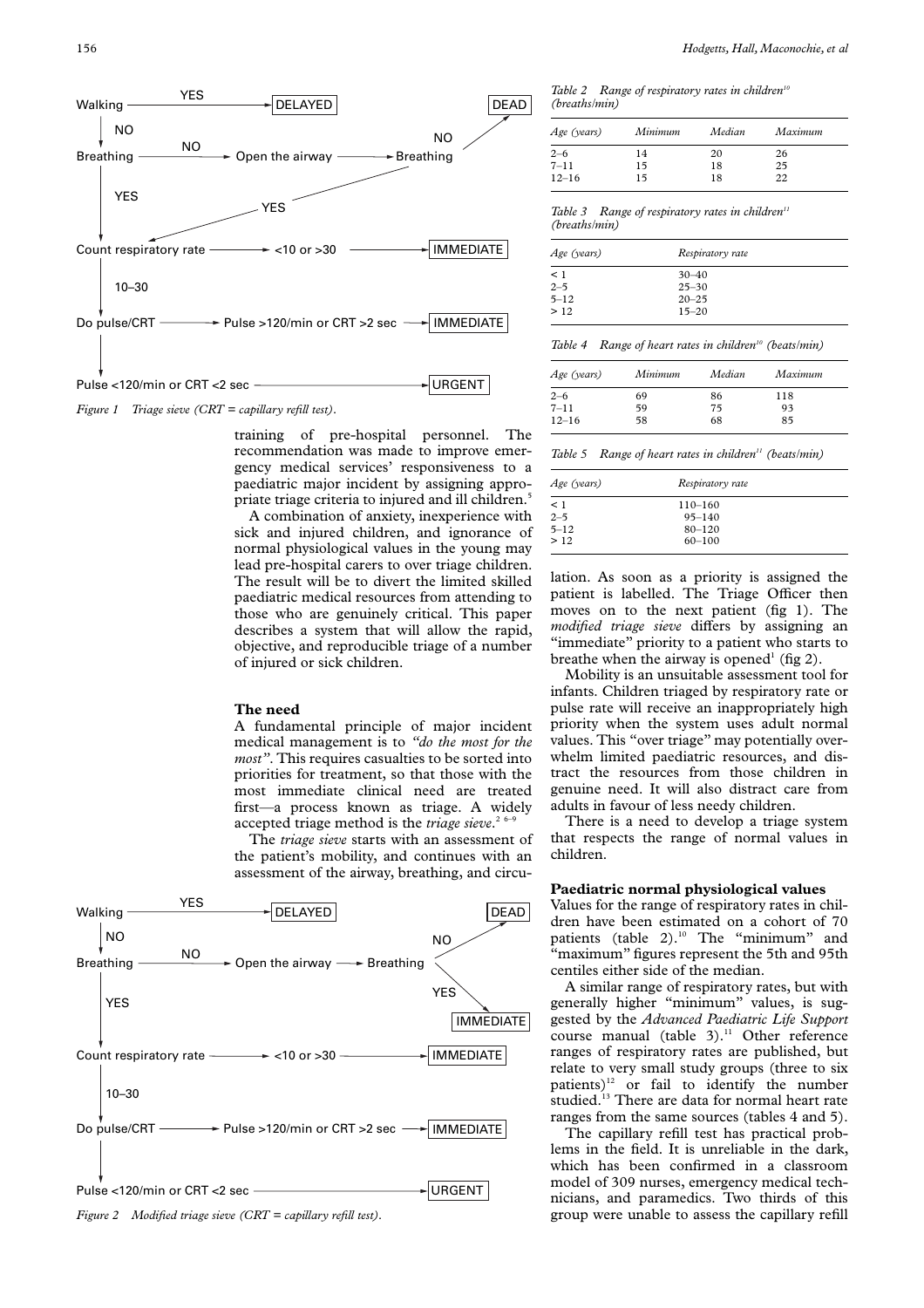Walking → YES → DELAYED

NO ↓

Breathing → NO → Open the airway → Breathing → NO → DEAD

YES ↓ (Breathing after airway opened: YES → Count respiratory rate)

Count respiratory rate → <10 or >30 → IMMEDIATE

10–30 ↓

Do pulse/CRT → Pulse >120/min or CRT >2 sec → IMMEDIATE

↓

Pulse <120/min or CRT <2 sec → URGENT

*Figure 1 Triage sieve (CRT = capillary refill test).*

training of pre-hospital personnel. The recommendation was made to improve emergency medical services' responsiveness to a paediatric major incident by assigning appropriate triage criteria to injured and ill children.[5]

A combination of anxiety, inexperience with sick and injured children, and ignorance of normal physiological values in the young may lead pre-hospital carers to over triage children. The result will be to divert the limited skilled paediatric medical resources from attending to those who are genuinely critical. This paper describes a system that will allow the rapid, objective, and reproducible triage of a number of injured or sick children.

### The need

A fundamental principle of major incident medical management is to *"do the most for the most"*. This requires casualties to be sorted into priorities for treatment, so that those with the most immediate clinical need are treated first—a process known as triage. A widely accepted triage method is the *triage sieve*.[2 6–9]

The *triage sieve* starts with an assessment of the patient's mobility, and continues with an assessment of the airway, breathing, and circulation. As soon as a priority is assigned the patient is labelled. The Triage Officer then moves on to the next patient (fig 1). The *modified triage sieve* differs by assigning an "immediate" priority to a patient who starts to breathe when the airway is opened[1] (fig 2).

Walking → YES → DELAYED

NO ↓

Breathing → NO → Open the airway → Breathing → NO → DEAD; YES → IMMEDIATE

YES ↓

Count respiratory rate → <10 or >30 → IMMEDIATE

10–30 ↓

Do pulse/CRT → Pulse >120/min or CRT >2 sec → IMMEDIATE

↓

Pulse <120/min or CRT <2 sec → URGENT

*Figure 2 Modified triage sieve (CRT = capillary refill test).*

*Table 2 Range of respiratory rates in children[10] (breaths/min)*

| Age (years) | Minimum | Median | Maximum |
|---|---|---|---|
| 2–6 | 14 | 20 | 26 |
| 7–11 | 15 | 18 | 25 |
| 12–16 | 15 | 18 | 22 |

*Table 3 Range of respiratory rates in children[11] (breaths/min)*

| Age (years) | Respiratory rate |
|---|---|
| < 1 | 30–40 |
| 2–5 | 25–30 |
| 5–12 | 20–25 |
| > 12 | 15–20 |

*Table 4 Range of heart rates in children[10] (beats/min)*

| Age (years) | Minimum | Median | Maximum |
|---|---|---|---|
| 2–6 | 69 | 86 | 118 |
| 7–11 | 59 | 75 | 93 |
| 12–16 | 58 | 68 | 85 |

*Table 5 Range of heart rates in children[11] (beats/min)*

| Age (years) | Respiratory rate |
|---|---|
| < 1 | 110–160 |
| 2–5 | 95–140 |
| 5–12 | 80–120 |
| > 12 | 60–100 |

Mobility is an unsuitable assessment tool for infants. Children triaged by respiratory rate or pulse rate will receive an inappropriately high priority when the system uses adult normal values. This "over triage" may potentially overwhelm limited paediatric resources, and distract the resources from those children in genuine need. It will also distract care from adults in favour of less needy children.

There is a need to develop a triage system that respects the range of normal values in children.

### Paediatric normal physiological values

Values for the range of respiratory rates in children have been estimated on a cohort of 70 patients (table 2).[10] The "minimum" and "maximum" figures represent the 5th and 95th centiles either side of the median.

A similar range of respiratory rates, but with generally higher "minimum" values, is suggested by the *Advanced Paediatric Life Support* course manual (table 3).[11] Other reference ranges of respiratory rates are published, but relate to very small study groups (three to six patients)[12] or fail to identify the number studied.[13] There are data for normal heart rate ranges from the same sources (tables 4 and 5).

The capillary refill test has practical problems in the field. It is unreliable in the dark, which has been confirmed in a classroom model of 309 nurses, emergency medical technicians, and paramedics. Two thirds of this group were unable to assess the capillary refill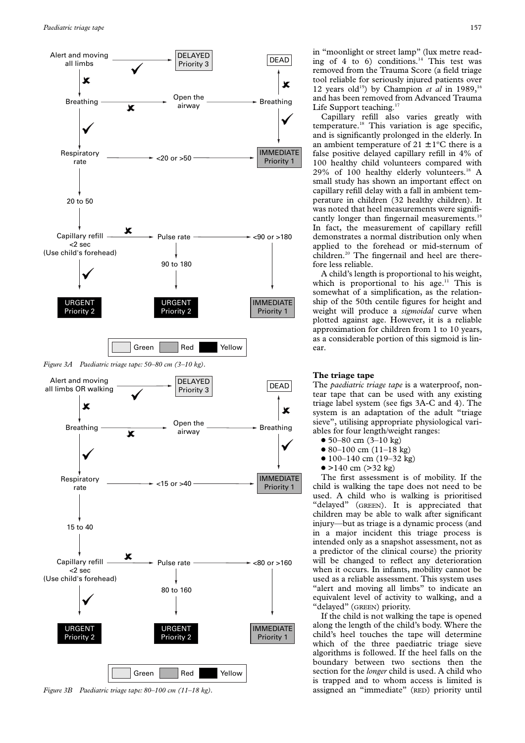Alert and moving all limbs → ✓ → DELAYED Priority 3

Alert and moving all limbs ✗ → Breathing

Breathing ✗ → Open the airway → Breathing ✗ → DEAD

Breathing (after opening airway) ✓ → IMMEDIATE Priority 1

Breathing ✓ → Respiratory rate

Respiratory rate → <20 or >50 → IMMEDIATE Priority 1

Respiratory rate → 20 to 50 → Capillary refill <2 sec (Use child's forehead)

Capillary refill ✓ → URGENT Priority 2

Capillary refill ✗ → Pulse rate

Pulse rate → 90 to 180 → URGENT Priority 2

Pulse rate → <90 or >180 → IMMEDIATE Priority 1

Key: Green | Red | Yellow

*Figure 3A Paediatric triage tape: 50–80 cm (3–10 kg).*

Alert and moving all limbs OR walking → ✓ → DELAYED Priority 3

Alert and moving all limbs OR walking ✗ → Breathing

Breathing ✗ → Open the airway → Breathing ✗ → DEAD

Breathing (after opening airway) ✓ → IMMEDIATE Priority 1

Breathing ✓ → Respiratory rate

Respiratory rate → <15 or >40 → IMMEDIATE Priority 1

Respiratory rate → 15 to 40 → Capillary refill <2 sec (Use child's forehead)

Capillary refill ✓ → URGENT Priority 2

Capillary refill ✗ → Pulse rate

Pulse rate → 80 to 160 → URGENT Priority 2

Pulse rate → <80 or >160 → IMMEDIATE Priority 1

Key: Green | Red | Yellow

*Figure 3B Paediatric triage tape: 80–100 cm (11–18 kg).*

in "moonlight or street lamp" (lux metre reading of 4 to 6) conditions.[14] This test was removed from the Trauma Score (a field triage tool reliable for seriously injured patients over 12 years old[15]) by Champion *et al* in 1989,[16] and has been removed from Advanced Trauma Life Support teaching.[17]

Capillary refill also varies greatly with temperature.[18] This variation is age specific, and is significantly prolonged in the elderly. In an ambient temperature of 21 ± 1°C there is a false positive delayed capillary refill in 4% of 100 healthy child volunteers compared with 29% of 100 healthy elderly volunteers.[18] A small study has shown an important effect on capillary refill delay with a fall in ambient temperature in children (32 healthy children). It was noted that heel measurements were significantly longer than fingernail measurements.[19] In fact, the measurement of capillary refill demonstrates a normal distribution only when applied to the forehead or mid-sternum of children.[20] The fingernail and heel are therefore less reliable.

A child's length is proportional to his weight, which is proportional to his age.[11] This is somewhat of a simplification, as the relationship of the 50th centile figures for height and weight will produce a *sigmoidal* curve when plotted against age. However, it is a reliable approximation for children from 1 to 10 years, as a considerable portion of this sigmoid is linear.

## The triage tape

The *paediatric triage tape* is a waterproof, non-tear tape that can be used with any existing triage label system (see figs 3A-C and 4). The system is an adaptation of the adult "triage sieve", utilising appropriate physiological variables for four length/weight ranges:

- 50–80 cm (3–10 kg)
- 80–100 cm (11–18 kg)
- 100–140 cm (19–32 kg)
- >140 cm (>32 kg)

The first assessment is of mobility. If the child is walking the tape does not need to be used. A child who is walking is prioritised "delayed" (GREEN). It is appreciated that children may be able to walk after significant injury—but as triage is a dynamic process (and in a major incident this triage process is intended only as a snapshot assessment, not as a predictor of the clinical course) the priority will be changed to reflect any deterioration when it occurs. In infants, mobility cannot be used as a reliable assessment. This system uses "alert and moving all limbs" to indicate an equivalent level of activity to walking, and a "delayed" (GREEN) priority.

If the child is not walking the tape is opened along the length of the child's body. Where the child's heel touches the tape will determine which of the three paediatric triage sieve algorithms is followed. If the heel falls on the boundary between two sections then the section for the *longer* child is used. A child who is trapped and to whom access is limited is assigned an "immediate" (RED) priority until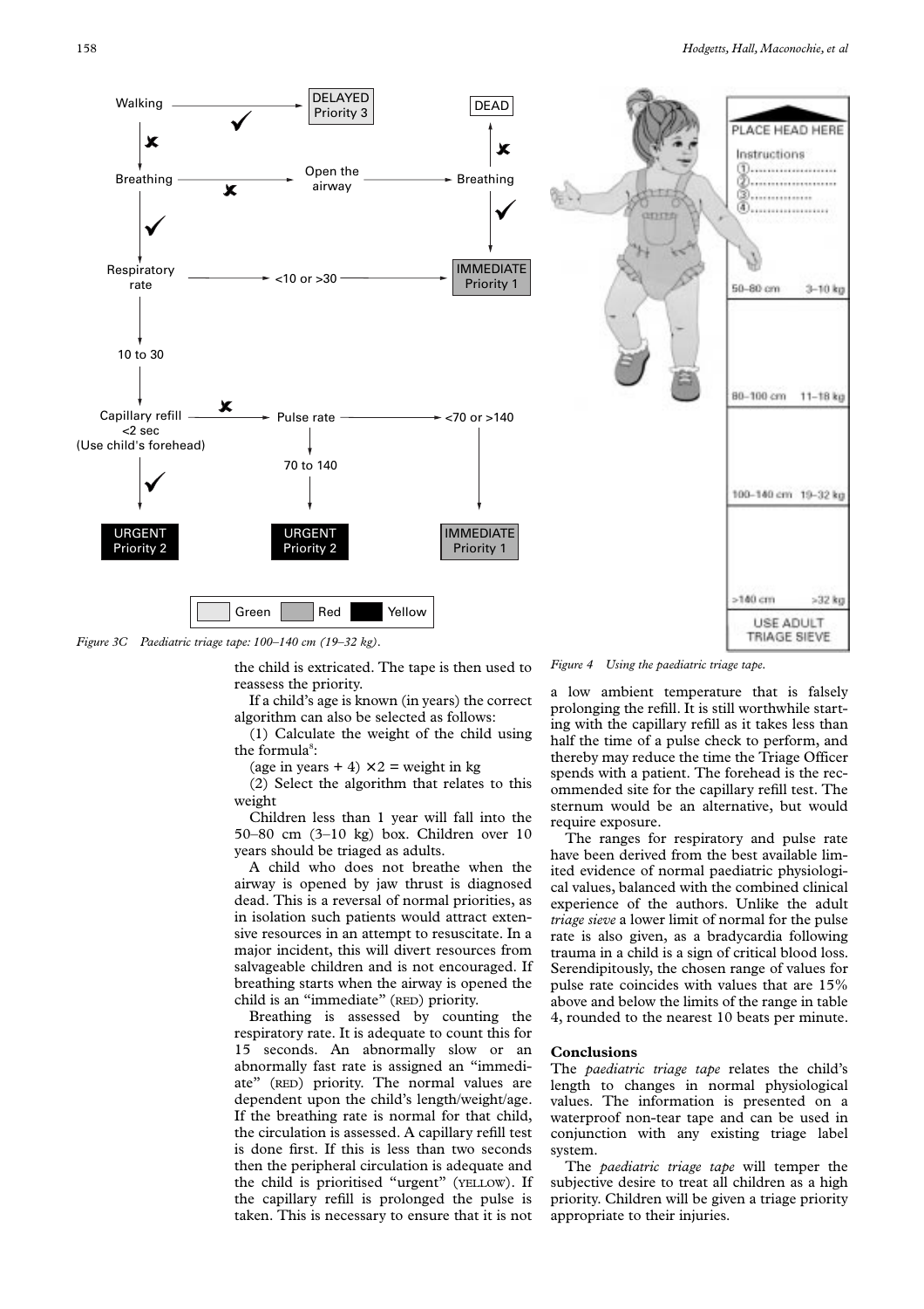*Figure 3C Paediatric triage tape: 100–140 cm (19–32 kg).*

*Figure 4 Using the paediatric triage tape.*

the child is extricated. The tape is then used to reassess the priority.

If a child's age is known (in years) the correct algorithm can also be selected as follows:

(1) Calculate the weight of the child using the formula[8]:

(age in years + 4) × 2 = weight in kg

(2) Select the algorithm that relates to this weight

Children less than 1 year will fall into the 50–80 cm (3–10 kg) box. Children over 10 years should be triaged as adults.

A child who does not breathe when the airway is opened by jaw thrust is diagnosed dead. This is a reversal of normal priorities, as in isolation such patients would attract extensive resources in an attempt to resuscitate. In a major incident, this will divert resources from salvageable children and is not encouraged. If breathing starts when the airway is opened the child is an "immediate" (RED) priority.

Breathing is assessed by counting the respiratory rate. It is adequate to count this for 15 seconds. An abnormally slow or an abnormally fast rate is assigned an "immediate" (RED) priority. The normal values are dependent upon the child's length/weight/age. If the breathing rate is normal for that child, the circulation is assessed. A capillary refill test is done first. If this is less than two seconds then the peripheral circulation is adequate and the child is prioritised "urgent" (YELLOW). If the capillary refill is prolonged the pulse is taken. This is necessary to ensure that it is not a low ambient temperature that is falsely prolonging the refill. It is still worthwhile starting with the capillary refill as it takes less than half the time of a pulse check to perform, and thereby may reduce the time the Triage Officer spends with a patient. The forehead is the recommended site for the capillary refill test. The sternum would be an alternative, but would require exposure.

The ranges for respiratory and pulse rate have been derived from the best available limited evidence of normal paediatric physiological values, balanced with the combined clinical experience of the authors. Unlike the adult *triage sieve* a lower limit of normal for the pulse rate is also given, as a bradycardia following trauma in a child is a sign of critical blood loss. Serendipitously, the chosen range of values for pulse rate coincides with values that are 15% above and below the limits of the range in table 4, rounded to the nearest 10 beats per minute.

## Conclusions

The *paediatric triage tape* relates the child's length to changes in normal physiological values. The information is presented on a waterproof non-tear tape and can be used in conjunction with any existing triage label system.

The *paediatric triage tape* will temper the subjective desire to treat all children as a high priority. Children will be given a triage priority appropriate to their injuries.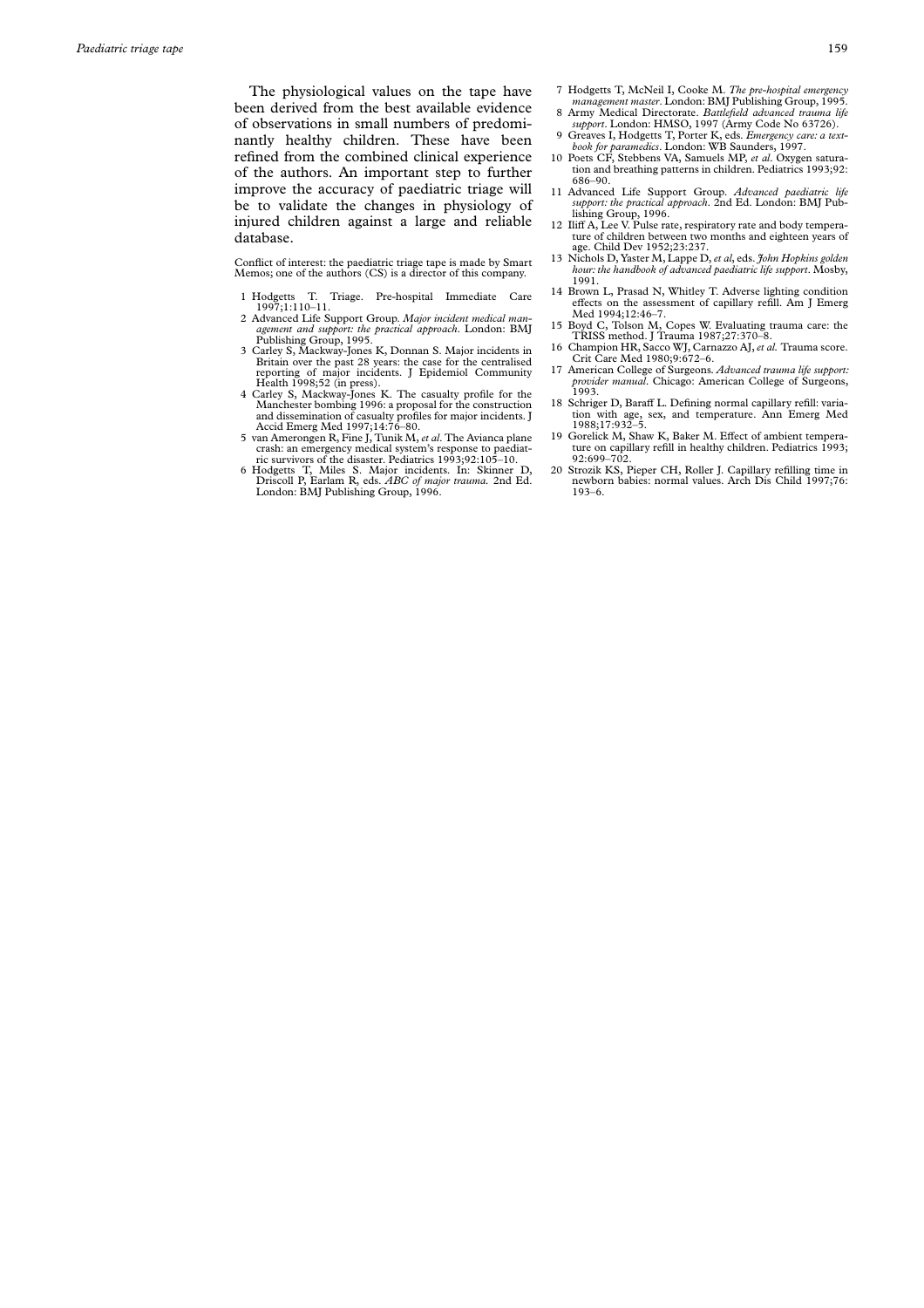The physiological values on the tape have been derived from the best available evidence of observations in small numbers of predominantly healthy children. These have been refined from the combined clinical experience of the authors. An important step to further improve the accuracy of paediatric triage will be to validate the changes in physiology of injured children against a large and reliable database.

Conflict of interest: the paediatric triage tape is made by Smart Memos; one of the authors (CS) is a director of this company.

1 Hodgetts T. Triage. Pre-hospital Immediate Care 1997;1:110–11.
2 Advanced Life Support Group. *Major incident medical management and support: the practical approach*. London: BMJ Publishing Group, 1995.
3 Carley S, Mackway-Jones K, Donnan S. Major incidents in Britain over the past 28 years: the case for the centralised reporting of major incidents. J Epidemiol Community Health 1998;52 (in press).
4 Carley S, Mackway-Jones K. The casualty profile for the Manchester bombing 1996: a proposal for the construction and dissemination of casualty profiles for major incidents. J Accid Emerg Med 1997;14:76–80.
5 van Amerongen R, Fine J, Tunik M, *et al*. The Avianca plane crash: an emergency medical system's response to paediatric survivors of the disaster. Pediatrics 1993;92:105–10.
6 Hodgetts T, Miles S. Major incidents. In: Skinner D, Driscoll P, Earlam R, eds. *ABC of major trauma*. 2nd Ed. London: BMJ Publishing Group, 1996.
7 Hodgetts T, McNeil I, Cooke M. *The pre-hospital emergency management master*. London: BMJ Publishing Group, 1995.
8 Army Medical Directorate. *Battlefield advanced trauma life support*. London: HMSO, 1997 (Army Code No 63726).
9 Greaves I, Hodgetts T, Porter K, eds. *Emergency care: a textbook for paramedics*. London: WB Saunders, 1997.
10 Poets CF, Stebbens VA, Samuels MP, *et al*. Oxygen saturation and breathing patterns in children. Pediatrics 1993;92: 686–90.
11 Advanced Life Support Group. *Advanced paediatric life support: the practical approach*. 2nd Ed. London: BMJ Publishing Group, 1996.
12 Iliff A, Lee V. Pulse rate, respiratory rate and body temperature of children between two months and eighteen years of age. Child Dev 1952;23:237.
13 Nichols D, Yaster M, Lappe D, *et al*, eds. *John Hopkins golden hour: the handbook of advanced paediatric life support*. Mosby, 1991.
14 Brown L, Prasad N, Whitley T. Adverse lighting condition effects on the assessment of capillary refill. Am J Emerg Med 1994;12:46–7.
15 Boyd C, Tolson M, Copes W. Evaluating trauma care: the TRISS method. J Trauma 1987;27:370–8.
16 Champion HR, Sacco WJ, Carnazzo AJ, *et al*. Trauma score. Crit Care Med 1980;9:672–6.
17 American College of Surgeons. *Advanced trauma life support: provider manual*. Chicago: American College of Surgeons, 1993.
18 Schriger D, Baraff L. Defining normal capillary refill: variation with age, sex, and temperature. Ann Emerg Med 1988;17:932–5.
19 Gorelick M, Shaw K, Baker M. Effect of ambient temperature on capillary refill in healthy children. Pediatrics 1993; 92:699–702.
20 Strozik KS, Pieper CH, Roller J. Capillary refilling time in newborn babies: normal values. Arch Dis Child 1997;76: 193–6.